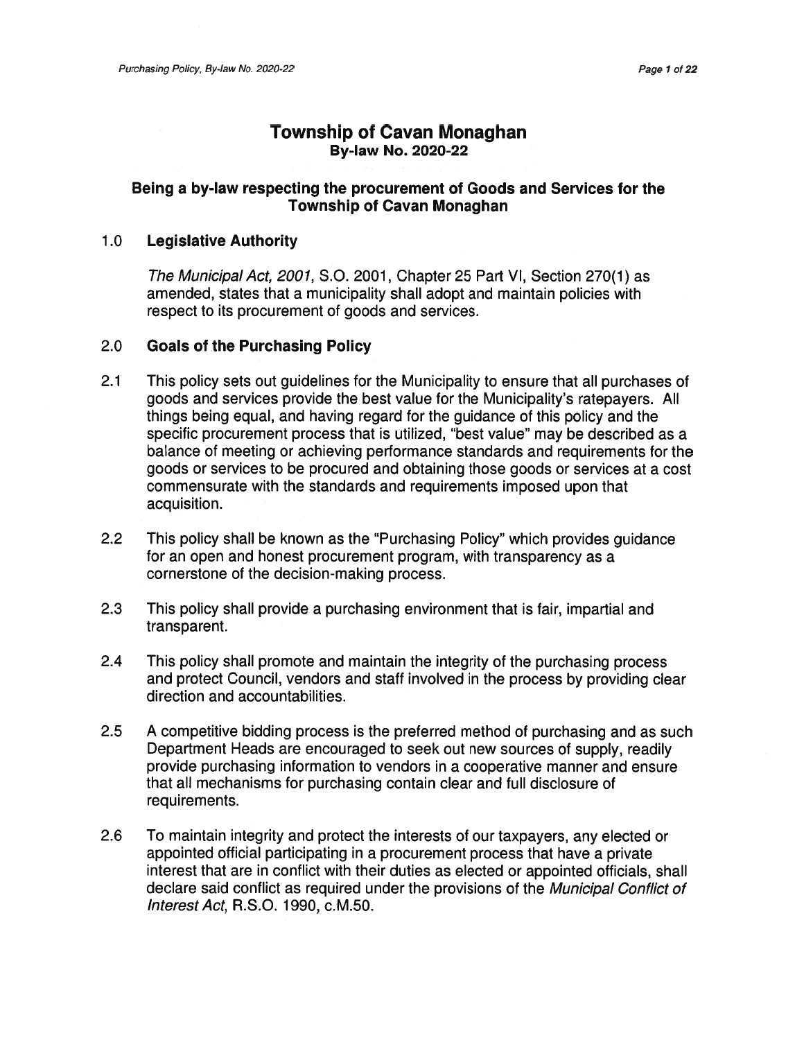# Township of Cavan Monaghan

## By-law No. 2020-22

### Being a by-law respecting the procurement of Goods and Services for the Township of Cavan Monaghan

### 1.0 Legislative Authority

*The Municipal Act, 2001*, S.O. 2001, Chapter 25 Part VI, Section 270(1) as amended, states that a municipality shall adopt and maintain policies with respect to its procurement of goods and services.

### 2.0 Goals of the Purchasing Policy

2.1 This policy sets out guidelines for the Municipality to ensure that all purchases of goods and services provide the best value for the Municipality's ratepayers. All things being equal, and having regard for the guidance of this policy and the specific procurement process that is utilized, "best value" may be described as a balance of meeting or achieving performance standards and requirements for the goods or services to be procured and obtaining those goods or services at a cost commensurate with the standards and requirements imposed upon that acquisition.

2.2 This policy shall be known as the "Purchasing Policy" which provides guidance for an open and honest procurement program, with transparency as a cornerstone of the decision-making process.

2.3 This policy shall provide a purchasing environment that is fair, impartial and transparent.

2.4 This policy shall promote and maintain the integrity of the purchasing process and protect Council, vendors and staff involved in the process by providing clear direction and accountabilities.

2.5 A competitive bidding process is the preferred method of purchasing and as such Department Heads are encouraged to seek out new sources of supply, readily provide purchasing information to vendors in a cooperative manner and ensure that all mechanisms for purchasing contain clear and full disclosure of requirements.

2.6 To maintain integrity and protect the interests of our taxpayers, any elected or appointed official participating in a procurement process that have a private interest that are in conflict with their duties as elected or appointed officials, shall declare said conflict as required under the provisions of the *Municipal Conflict of Interest Act*, R.S.O. 1990, c.M.50.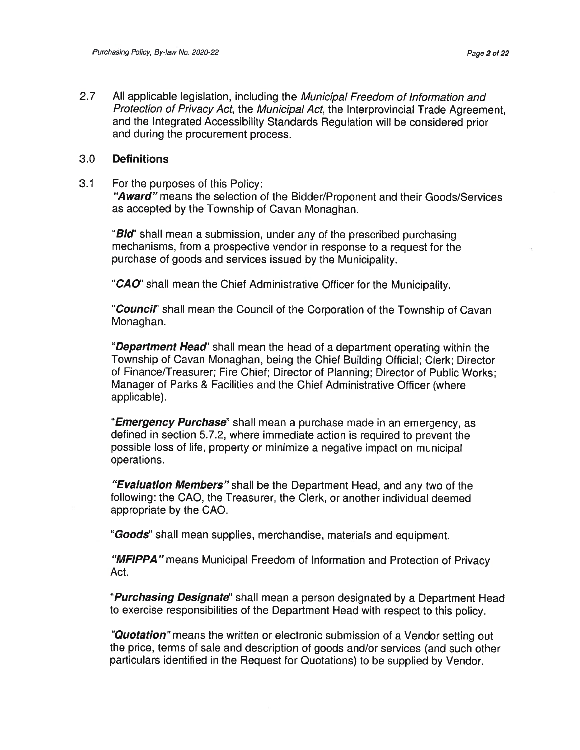2.7 All applicable legislation, including the *Municipal Freedom of Information and Protection of Privacy Act*, the *Municipal Act*, the Interprovincial Trade Agreement, and the Integrated Accessibility Standards Regulation will be considered prior and during the procurement process.

## 3.0 Definitions

3.1 For the purposes of this Policy:

***"Award"*** means the selection of the Bidder/Proponent and their Goods/Services as accepted by the Township of Cavan Monaghan.

"***Bid***" shall mean a submission, under any of the prescribed purchasing mechanisms, from a prospective vendor in response to a request for the purchase of goods and services issued by the Municipality.

"***CAO***" shall mean the Chief Administrative Officer for the Municipality.

"***Council***" shall mean the Council of the Corporation of the Township of Cavan Monaghan.

"***Department Head***" shall mean the head of a department operating within the Township of Cavan Monaghan, being the Chief Building Official; Clerk; Director of Finance/Treasurer; Fire Chief; Director of Planning; Director of Public Works; Manager of Parks & Facilities and the Chief Administrative Officer (where applicable).

"***Emergency Purchase***" shall mean a purchase made in an emergency, as defined in section 5.7.2, where immediate action is required to prevent the possible loss of life, property or minimize a negative impact on municipal operations.

***"Evaluation Members"*** shall be the Department Head, and any two of the following: the CAO, the Treasurer, the Clerk, or another individual deemed appropriate by the CAO.

"***Goods***" shall mean supplies, merchandise, materials and equipment.

***"MFIPPA"*** means Municipal Freedom of Information and Protection of Privacy Act.

"***Purchasing Designate***" shall mean a person designated by a Department Head to exercise responsibilities of the Department Head with respect to this policy.

***"Quotation"*** means the written or electronic submission of a Vendor setting out the price, terms of sale and description of goods and/or services (and such other particulars identified in the Request for Quotations) to be supplied by Vendor.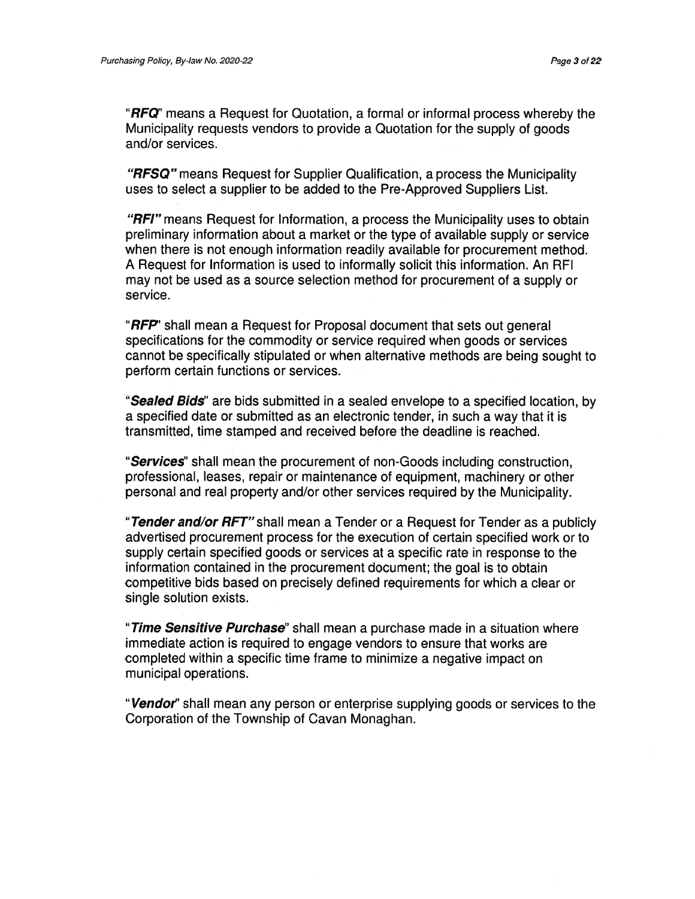"***RFQ***" means a Request for Quotation, a formal or informal process whereby the Municipality requests vendors to provide a Quotation for the supply of goods and/or services.

***"RFSQ"*** means Request for Supplier Qualification, a process the Municipality uses to select a supplier to be added to the Pre-Approved Suppliers List.

***"RFI"*** means Request for Information, a process the Municipality uses to obtain preliminary information about a market or the type of available supply or service when there is not enough information readily available for procurement method. A Request for Information is used to informally solicit this information. An RFI may not be used as a source selection method for procurement of a supply or service.

"***RFP***" shall mean a Request for Proposal document that sets out general specifications for the commodity or service required when goods or services cannot be specifically stipulated or when alternative methods are being sought to perform certain functions or services.

"***Sealed Bids***" are bids submitted in a sealed envelope to a specified location, by a specified date or submitted as an electronic tender, in such a way that it is transmitted, time stamped and received before the deadline is reached.

"***Services***" shall mean the procurement of non-Goods including construction, professional, leases, repair or maintenance of equipment, machinery or other personal and real property and/or other services required by the Municipality.

"***Tender and/or RFT"*** shall mean a Tender or a Request for Tender as a publicly advertised procurement process for the execution of certain specified work or to supply certain specified goods or services at a specific rate in response to the information contained in the procurement document; the goal is to obtain competitive bids based on precisely defined requirements for which a clear or single solution exists.

"***Time Sensitive Purchase***" shall mean a purchase made in a situation where immediate action is required to engage vendors to ensure that works are completed within a specific time frame to minimize a negative impact on municipal operations.

"***Vendor***" shall mean any person or enterprise supplying goods or services to the Corporation of the Township of Cavan Monaghan.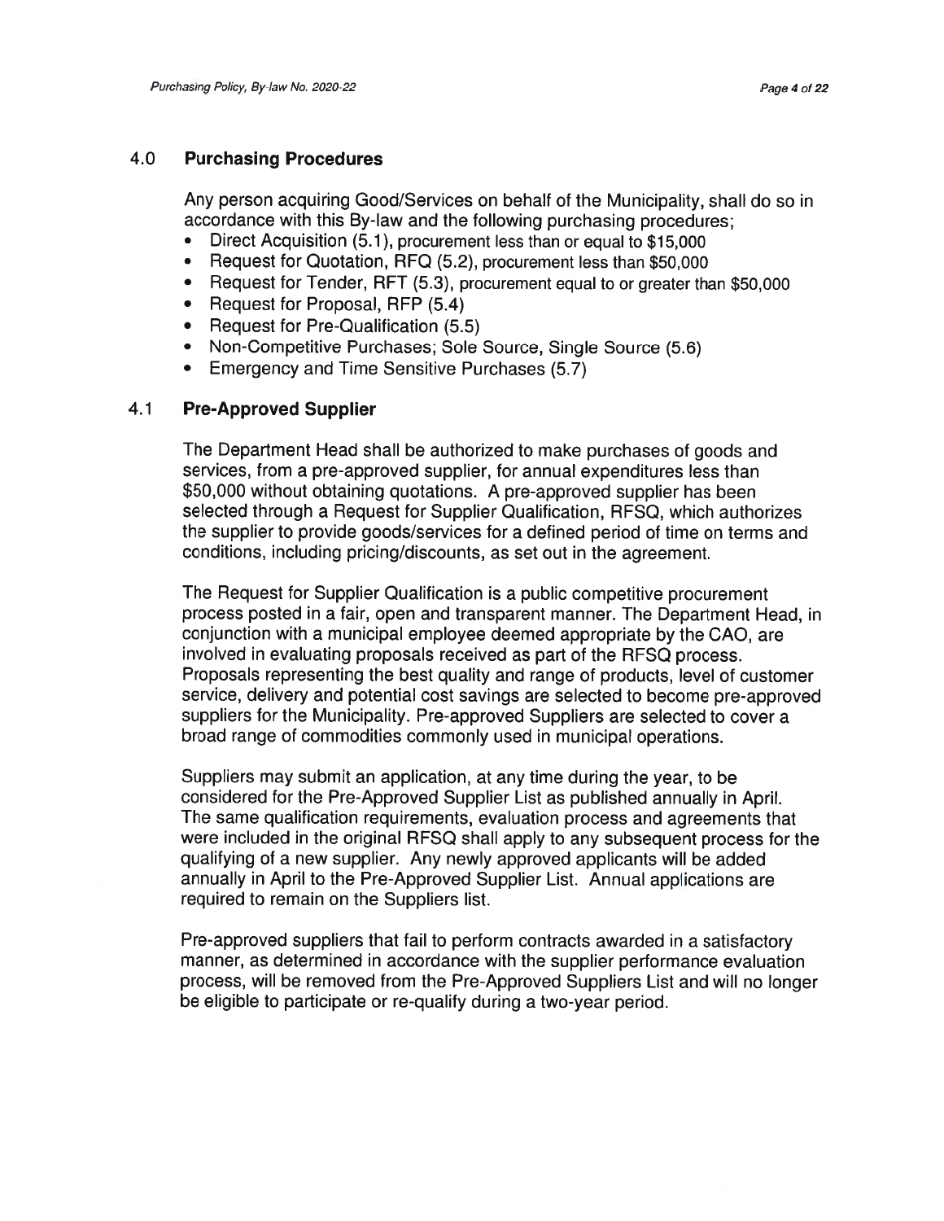## 4.0 Purchasing Procedures

Any person acquiring Good/Services on behalf of the Municipality, shall do so in accordance with this By-law and the following purchasing procedures;

- Direct Acquisition (5.1), procurement less than or equal to $15,000
- Request for Quotation, RFQ (5.2), procurement less than $50,000
- Request for Tender, RFT (5.3), procurement equal to or greater than $50,000
- Request for Proposal, RFP (5.4)
- Request for Pre-Qualification (5.5)
- Non-Competitive Purchases; Sole Source, Single Source (5.6)
- Emergency and Time Sensitive Purchases (5.7)

## 4.1 Pre-Approved Supplier

The Department Head shall be authorized to make purchases of goods and services, from a pre-approved supplier, for annual expenditures less than $50,000 without obtaining quotations. A pre-approved supplier has been selected through a Request for Supplier Qualification, RFSQ, which authorizes the supplier to provide goods/services for a defined period of time on terms and conditions, including pricing/discounts, as set out in the agreement.

The Request for Supplier Qualification is a public competitive procurement process posted in a fair, open and transparent manner. The Department Head, in conjunction with a municipal employee deemed appropriate by the CAO, are involved in evaluating proposals received as part of the RFSQ process. Proposals representing the best quality and range of products, level of customer service, delivery and potential cost savings are selected to become pre-approved suppliers for the Municipality. Pre-approved Suppliers are selected to cover a broad range of commodities commonly used in municipal operations.

Suppliers may submit an application, at any time during the year, to be considered for the Pre-Approved Supplier List as published annually in April. The same qualification requirements, evaluation process and agreements that were included in the original RFSQ shall apply to any subsequent process for the qualifying of a new supplier. Any newly approved applicants will be added annually in April to the Pre-Approved Supplier List. Annual applications are required to remain on the Suppliers list.

Pre-approved suppliers that fail to perform contracts awarded in a satisfactory manner, as determined in accordance with the supplier performance evaluation process, will be removed from the Pre-Approved Suppliers List and will no longer be eligible to participate or re-qualify during a two-year period.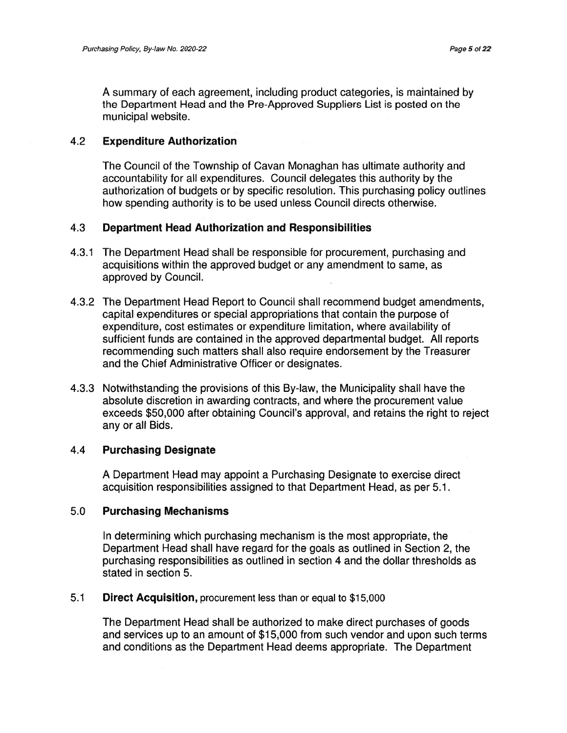A summary of each agreement, including product categories, is maintained by the Department Head and the Pre-Approved Suppliers List is posted on the municipal website.

### 4.2 Expenditure Authorization

The Council of the Township of Cavan Monaghan has ultimate authority and accountability for all expenditures. Council delegates this authority by the authorization of budgets or by specific resolution. This purchasing policy outlines how spending authority is to be used unless Council directs otherwise.

### 4.3 Department Head Authorization and Responsibilities

4.3.1 The Department Head shall be responsible for procurement, purchasing and acquisitions within the approved budget or any amendment to same, as approved by Council.

4.3.2 The Department Head Report to Council shall recommend budget amendments, capital expenditures or special appropriations that contain the purpose of expenditure, cost estimates or expenditure limitation, where availability of sufficient funds are contained in the approved departmental budget. All reports recommending such matters shall also require endorsement by the Treasurer and the Chief Administrative Officer or designates.

4.3.3 Notwithstanding the provisions of this By-law, the Municipality shall have the absolute discretion in awarding contracts, and where the procurement value exceeds $50,000 after obtaining Council's approval, and retains the right to reject any or all Bids.

### 4.4 Purchasing Designate

A Department Head may appoint a Purchasing Designate to exercise direct acquisition responsibilities assigned to that Department Head, as per 5.1.

## 5.0 Purchasing Mechanisms

In determining which purchasing mechanism is the most appropriate, the Department Head shall have regard for the goals as outlined in Section 2, the purchasing responsibilities as outlined in section 4 and the dollar thresholds as stated in section 5.

### 5.1 **Direct Acquisition,** procurement less than or equal to $15,000

The Department Head shall be authorized to make direct purchases of goods and services up to an amount of $15,000 from such vendor and upon such terms and conditions as the Department Head deems appropriate. The Department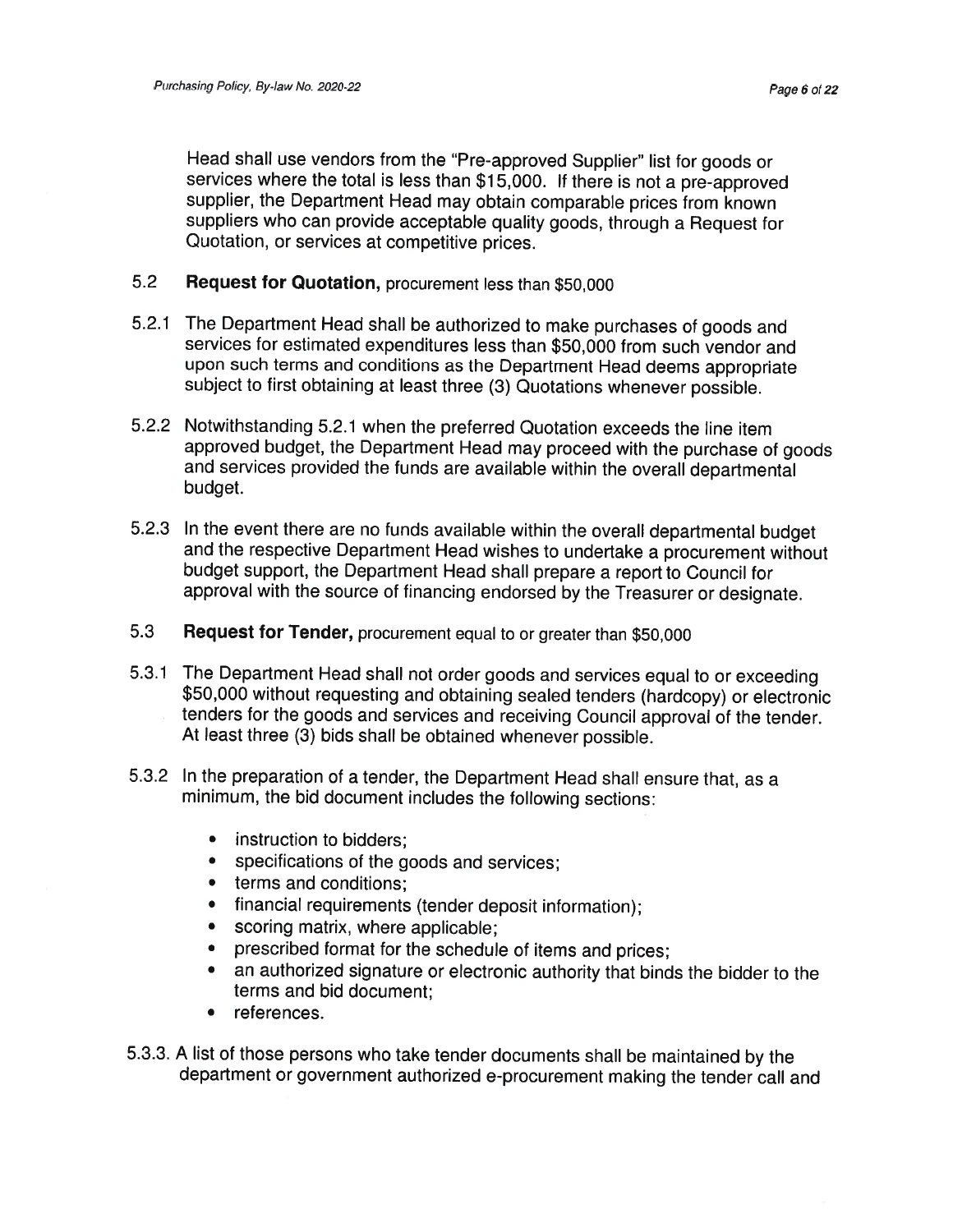Head shall use vendors from the "Pre-approved Supplier" list for goods or services where the total is less than $15,000. If there is not a pre-approved supplier, the Department Head may obtain comparable prices from known suppliers who can provide acceptable quality goods, through a Request for Quotation, or services at competitive prices.

### 5.2 **Request for Quotation,** procurement less than $50,000

5.2.1 The Department Head shall be authorized to make purchases of goods and services for estimated expenditures less than $50,000 from such vendor and upon such terms and conditions as the Department Head deems appropriate subject to first obtaining at least three (3) Quotations whenever possible.

5.2.2 Notwithstanding 5.2.1 when the preferred Quotation exceeds the line item approved budget, the Department Head may proceed with the purchase of goods and services provided the funds are available within the overall departmental budget.

5.2.3 In the event there are no funds available within the overall departmental budget and the respective Department Head wishes to undertake a procurement without budget support, the Department Head shall prepare a report to Council for approval with the source of financing endorsed by the Treasurer or designate.

### 5.3 **Request for Tender,** procurement equal to or greater than $50,000

5.3.1 The Department Head shall not order goods and services equal to or exceeding $50,000 without requesting and obtaining sealed tenders (hardcopy) or electronic tenders for the goods and services and receiving Council approval of the tender. At least three (3) bids shall be obtained whenever possible.

5.3.2 In the preparation of a tender, the Department Head shall ensure that, as a minimum, the bid document includes the following sections:

- instruction to bidders;
- specifications of the goods and services;
- terms and conditions;
- financial requirements (tender deposit information);
- scoring matrix, where applicable;
- prescribed format for the schedule of items and prices;
- an authorized signature or electronic authority that binds the bidder to the terms and bid document;
- references.

5.3.3. A list of those persons who take tender documents shall be maintained by the department or government authorized e-procurement making the tender call and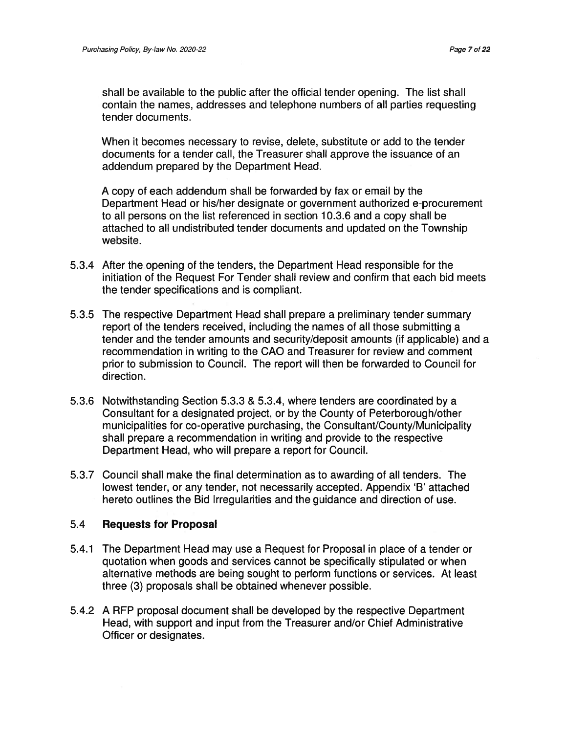shall be available to the public after the official tender opening. The list shall contain the names, addresses and telephone numbers of all parties requesting tender documents.

When it becomes necessary to revise, delete, substitute or add to the tender documents for a tender call, the Treasurer shall approve the issuance of an addendum prepared by the Department Head.

A copy of each addendum shall be forwarded by fax or email by the Department Head or his/her designate or government authorized e-procurement to all persons on the list referenced in section 10.3.6 and a copy shall be attached to all undistributed tender documents and updated on the Township website.

5.3.4 After the opening of the tenders, the Department Head responsible for the initiation of the Request For Tender shall review and confirm that each bid meets the tender specifications and is compliant.

5.3.5 The respective Department Head shall prepare a preliminary tender summary report of the tenders received, including the names of all those submitting a tender and the tender amounts and security/deposit amounts (if applicable) and a recommendation in writing to the CAO and Treasurer for review and comment prior to submission to Council. The report will then be forwarded to Council for direction.

5.3.6 Notwithstanding Section 5.3.3 & 5.3.4, where tenders are coordinated by a Consultant for a designated project, or by the County of Peterborough/other municipalities for co-operative purchasing, the Consultant/County/Municipality shall prepare a recommendation in writing and provide to the respective Department Head, who will prepare a report for Council.

5.3.7 Council shall make the final determination as to awarding of all tenders. The lowest tender, or any tender, not necessarily accepted. Appendix 'B' attached hereto outlines the Bid Irregularities and the guidance and direction of use.

## 5.4 Requests for Proposal

5.4.1 The Department Head may use a Request for Proposal in place of a tender or quotation when goods and services cannot be specifically stipulated or when alternative methods are being sought to perform functions or services. At least three (3) proposals shall be obtained whenever possible.

5.4.2 A RFP proposal document shall be developed by the respective Department Head, with support and input from the Treasurer and/or Chief Administrative Officer or designates.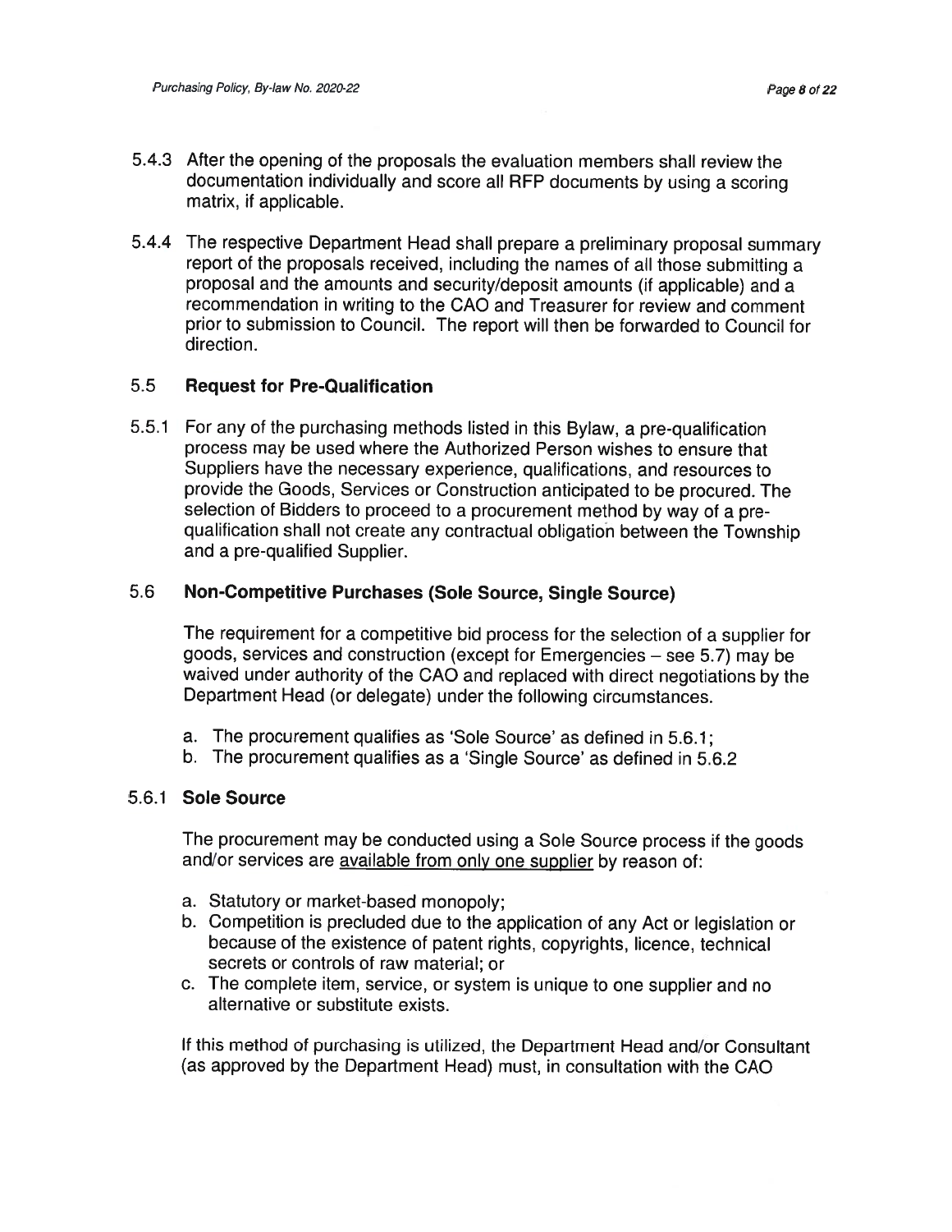5.4.3 After the opening of the proposals the evaluation members shall review the documentation individually and score all RFP documents by using a scoring matrix, if applicable.

5.4.4 The respective Department Head shall prepare a preliminary proposal summary report of the proposals received, including the names of all those submitting a proposal and the amounts and security/deposit amounts (if applicable) and a recommendation in writing to the CAO and Treasurer for review and comment prior to submission to Council. The report will then be forwarded to Council for direction.

### 5.5 Request for Pre-Qualification

5.5.1 For any of the purchasing methods listed in this Bylaw, a pre-qualification process may be used where the Authorized Person wishes to ensure that Suppliers have the necessary experience, qualifications, and resources to provide the Goods, Services or Construction anticipated to be procured. The selection of Bidders to proceed to a procurement method by way of a pre-qualification shall not create any contractual obligation between the Township and a pre-qualified Supplier.

### 5.6 Non-Competitive Purchases (Sole Source, Single Source)

The requirement for a competitive bid process for the selection of a supplier for goods, services and construction (except for Emergencies – see 5.7) may be waived under authority of the CAO and replaced with direct negotiations by the Department Head (or delegate) under the following circumstances.

a. The procurement qualifies as 'Sole Source' as defined in 5.6.1;
b. The procurement qualifies as a 'Single Source' as defined in 5.6.2

#### 5.6.1 Sole Source

The procurement may be conducted using a Sole Source process if the goods and/or services are available from only one supplier by reason of:

a. Statutory or market-based monopoly;
b. Competition is precluded due to the application of any Act or legislation or because of the existence of patent rights, copyrights, licence, technical secrets or controls of raw material; or
c. The complete item, service, or system is unique to one supplier and no alternative or substitute exists.

If this method of purchasing is utilized, the Department Head and/or Consultant (as approved by the Department Head) must, in consultation with the CAO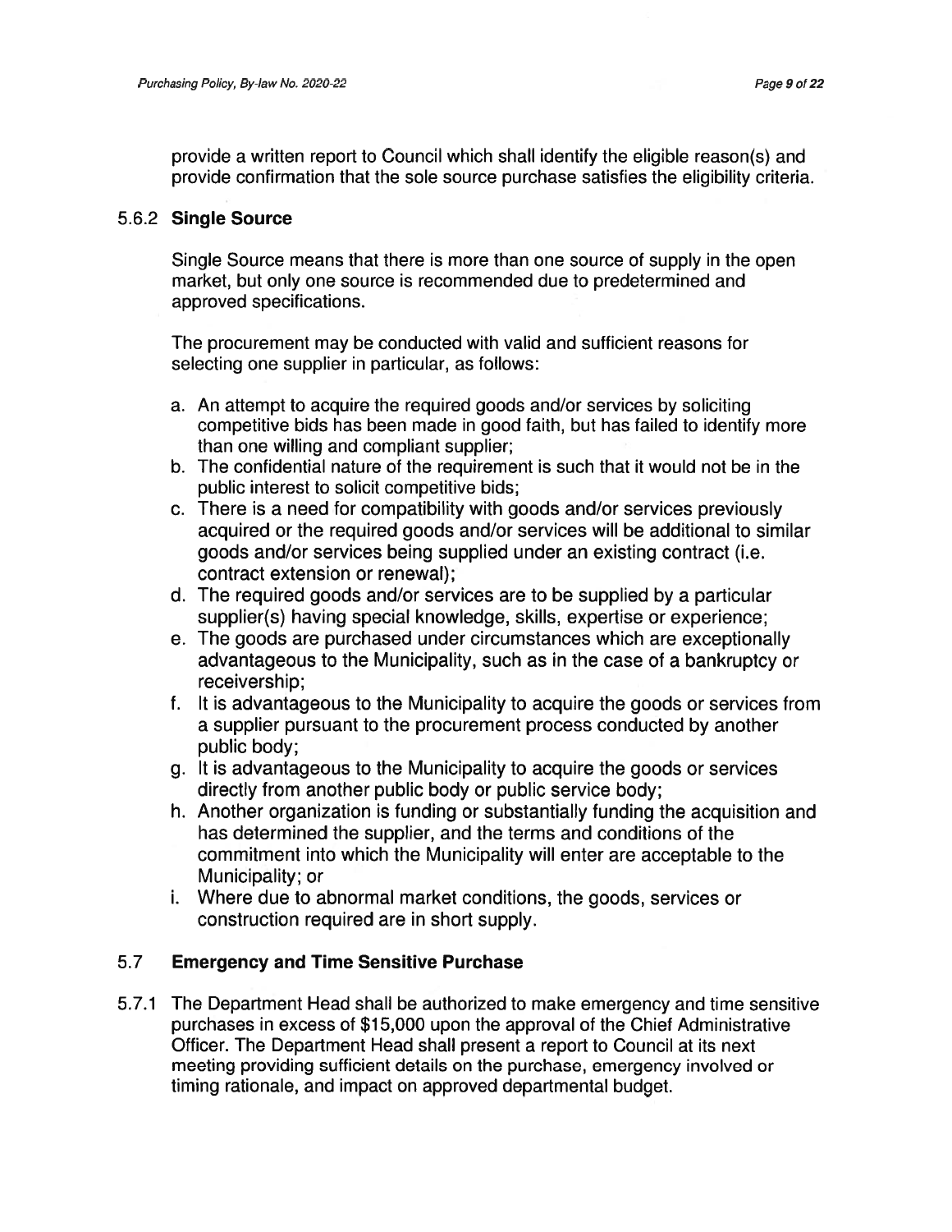provide a written report to Council which shall identify the eligible reason(s) and provide confirmation that the sole source purchase satisfies the eligibility criteria.

### 5.6.2 **Single Source**

Single Source means that there is more than one source of supply in the open market, but only one source is recommended due to predetermined and approved specifications.

The procurement may be conducted with valid and sufficient reasons for selecting one supplier in particular, as follows:

a. An attempt to acquire the required goods and/or services by soliciting competitive bids has been made in good faith, but has failed to identify more than one willing and compliant supplier;
b. The confidential nature of the requirement is such that it would not be in the public interest to solicit competitive bids;
c. There is a need for compatibility with goods and/or services previously acquired or the required goods and/or services will be additional to similar goods and/or services being supplied under an existing contract (i.e. contract extension or renewal);
d. The required goods and/or services are to be supplied by a particular supplier(s) having special knowledge, skills, expertise or experience;
e. The goods are purchased under circumstances which are exceptionally advantageous to the Municipality, such as in the case of a bankruptcy or receivership;
f. It is advantageous to the Municipality to acquire the goods or services from a supplier pursuant to the procurement process conducted by another public body;
g. It is advantageous to the Municipality to acquire the goods or services directly from another public body or public service body;
h. Another organization is funding or substantially funding the acquisition and has determined the supplier, and the terms and conditions of the commitment into which the Municipality will enter are acceptable to the Municipality; or
i. Where due to abnormal market conditions, the goods, services or construction required are in short supply.

## 5.7 **Emergency and Time Sensitive Purchase**

5.7.1 The Department Head shall be authorized to make emergency and time sensitive purchases in excess of $15,000 upon the approval of the Chief Administrative Officer. The Department Head shall present a report to Council at its next meeting providing sufficient details on the purchase, emergency involved or timing rationale, and impact on approved departmental budget.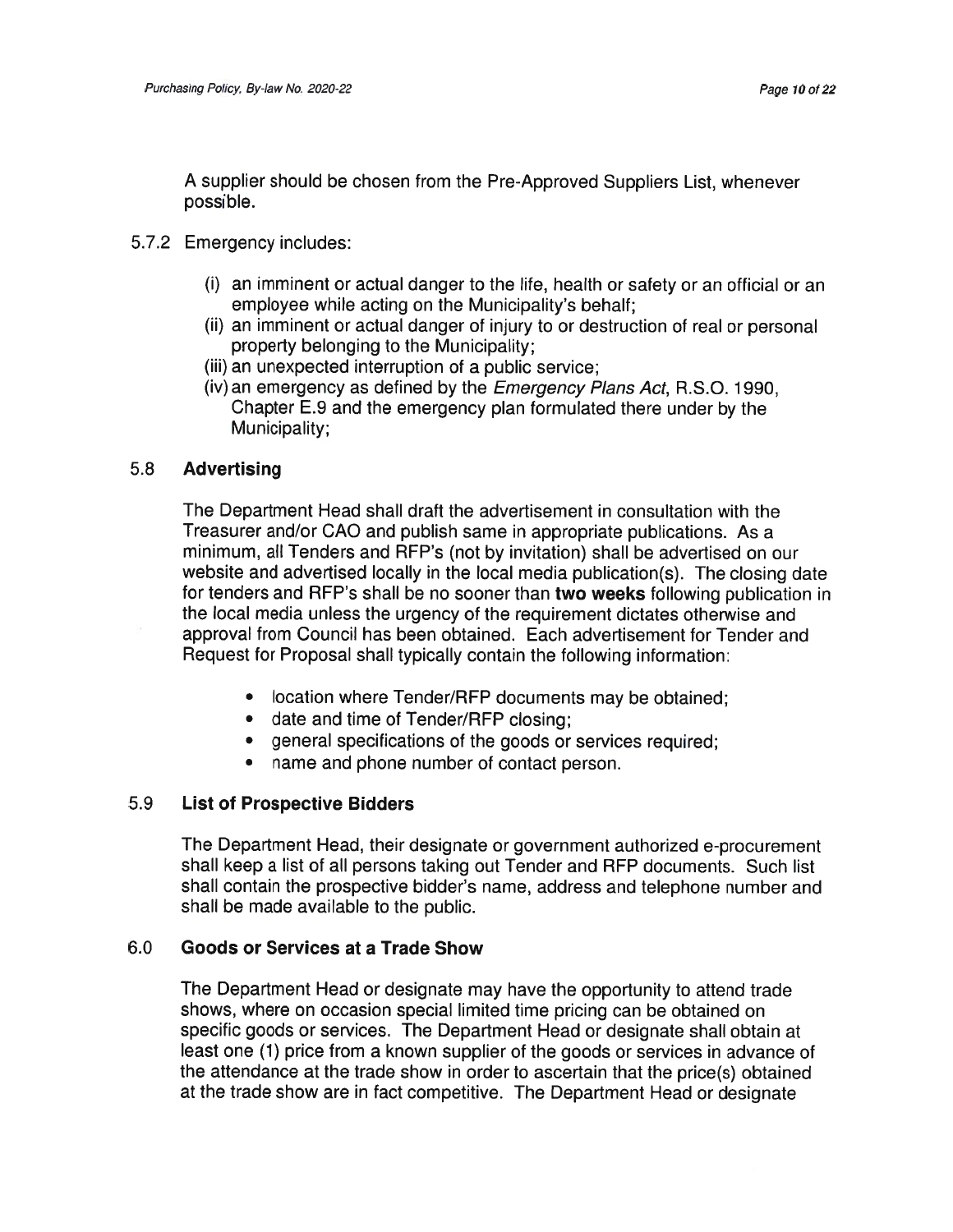A supplier should be chosen from the Pre-Approved Suppliers List, whenever possible.

5.7.2 Emergency includes:

(i) an imminent or actual danger to the life, health or safety or an official or an employee while acting on the Municipality's behalf;
(ii) an imminent or actual danger of injury to or destruction of real or personal property belonging to the Municipality;
(iii) an unexpected interruption of a public service;
(iv) an emergency as defined by the *Emergency Plans Act*, R.S.O. 1990, Chapter E.9 and the emergency plan formulated there under by the Municipality;

## 5.8 Advertising

The Department Head shall draft the advertisement in consultation with the Treasurer and/or CAO and publish same in appropriate publications. As a minimum, all Tenders and RFP's (not by invitation) shall be advertised on our website and advertised locally in the local media publication(s). The closing date for tenders and RFP's shall be no sooner than **two weeks** following publication in the local media unless the urgency of the requirement dictates otherwise and approval from Council has been obtained. Each advertisement for Tender and Request for Proposal shall typically contain the following information:

- location where Tender/RFP documents may be obtained;
- date and time of Tender/RFP closing;
- general specifications of the goods or services required;
- name and phone number of contact person.

## 5.9 List of Prospective Bidders

The Department Head, their designate or government authorized e-procurement shall keep a list of all persons taking out Tender and RFP documents. Such list shall contain the prospective bidder's name, address and telephone number and shall be made available to the public.

## 6.0 Goods or Services at a Trade Show

The Department Head or designate may have the opportunity to attend trade shows, where on occasion special limited time pricing can be obtained on specific goods or services. The Department Head or designate shall obtain at least one (1) price from a known supplier of the goods or services in advance of the attendance at the trade show in order to ascertain that the price(s) obtained at the trade show are in fact competitive. The Department Head or designate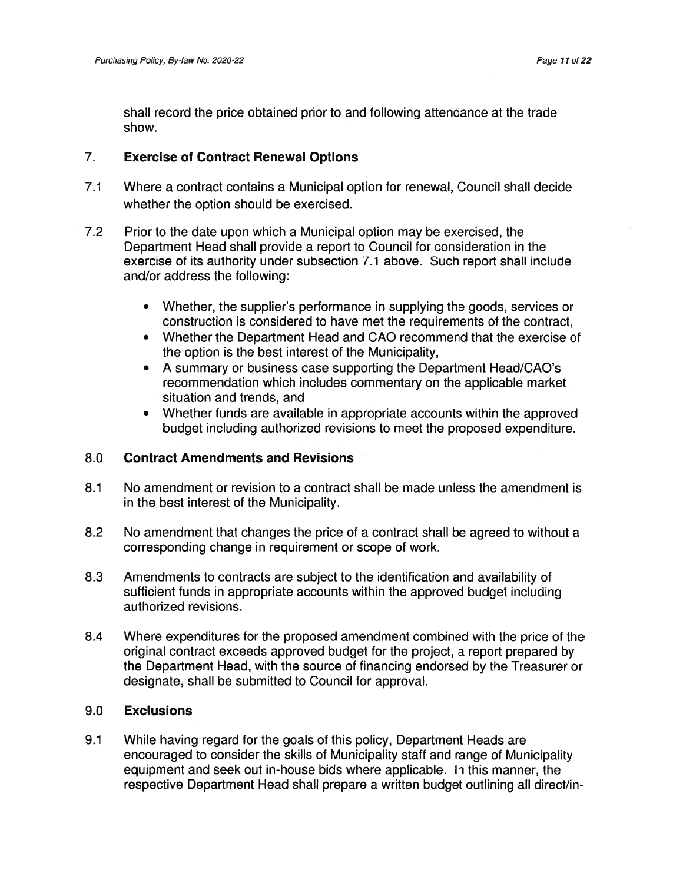shall record the price obtained prior to and following attendance at the trade show.

## 7. Exercise of Contract Renewal Options

7.1 Where a contract contains a Municipal option for renewal, Council shall decide whether the option should be exercised.

7.2 Prior to the date upon which a Municipal option may be exercised, the Department Head shall provide a report to Council for consideration in the exercise of its authority under subsection 7.1 above. Such report shall include and/or address the following:

- Whether, the supplier's performance in supplying the goods, services or construction is considered to have met the requirements of the contract,
- Whether the Department Head and CAO recommend that the exercise of the option is the best interest of the Municipality,
- A summary or business case supporting the Department Head/CAO's recommendation which includes commentary on the applicable market situation and trends, and
- Whether funds are available in appropriate accounts within the approved budget including authorized revisions to meet the proposed expenditure.

## 8.0 Contract Amendments and Revisions

8.1 No amendment or revision to a contract shall be made unless the amendment is in the best interest of the Municipality.

8.2 No amendment that changes the price of a contract shall be agreed to without a corresponding change in requirement or scope of work.

8.3 Amendments to contracts are subject to the identification and availability of sufficient funds in appropriate accounts within the approved budget including authorized revisions.

8.4 Where expenditures for the proposed amendment combined with the price of the original contract exceeds approved budget for the project, a report prepared by the Department Head, with the source of financing endorsed by the Treasurer or designate, shall be submitted to Council for approval.

## 9.0 Exclusions

9.1 While having regard for the goals of this policy, Department Heads are encouraged to consider the skills of Municipality staff and range of Municipality equipment and seek out in-house bids where applicable. In this manner, the respective Department Head shall prepare a written budget outlining all direct/in-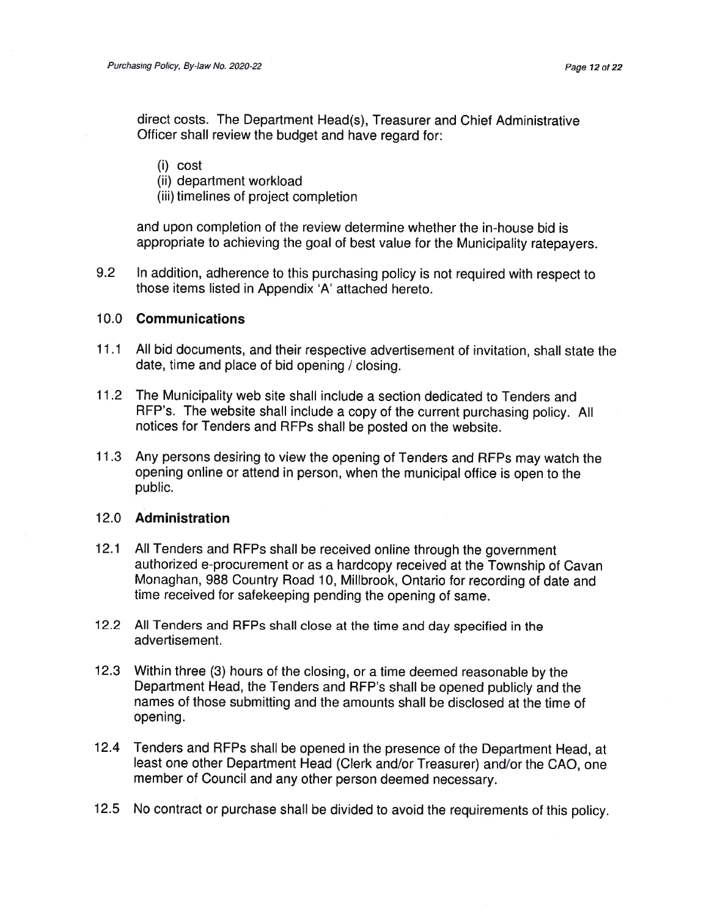direct costs. The Department Head(s), Treasurer and Chief Administrative Officer shall review the budget and have regard for:

(i) cost
(ii) department workload
(iii) timelines of project completion

and upon completion of the review determine whether the in-house bid is appropriate to achieving the goal of best value for the Municipality ratepayers.

9.2 In addition, adherence to this purchasing policy is not required with respect to those items listed in Appendix 'A' attached hereto.

## 10.0 Communications

11.1 All bid documents, and their respective advertisement of invitation, shall state the date, time and place of bid opening / closing.

11.2 The Municipality web site shall include a section dedicated to Tenders and RFP's. The website shall include a copy of the current purchasing policy. All notices for Tenders and RFPs shall be posted on the website.

11.3 Any persons desiring to view the opening of Tenders and RFPs may watch the opening online or attend in person, when the municipal office is open to the public.

## 12.0 Administration

12.1 All Tenders and RFPs shall be received online through the government authorized e-procurement or as a hardcopy received at the Township of Cavan Monaghan, 988 Country Road 10, Millbrook, Ontario for recording of date and time received for safekeeping pending the opening of same.

12.2 All Tenders and RFPs shall close at the time and day specified in the advertisement.

12.3 Within three (3) hours of the closing, or a time deemed reasonable by the Department Head, the Tenders and RFP's shall be opened publicly and the names of those submitting and the amounts shall be disclosed at the time of opening.

12.4 Tenders and RFPs shall be opened in the presence of the Department Head, at least one other Department Head (Clerk and/or Treasurer) and/or the CAO, one member of Council and any other person deemed necessary.

12.5 No contract or purchase shall be divided to avoid the requirements of this policy.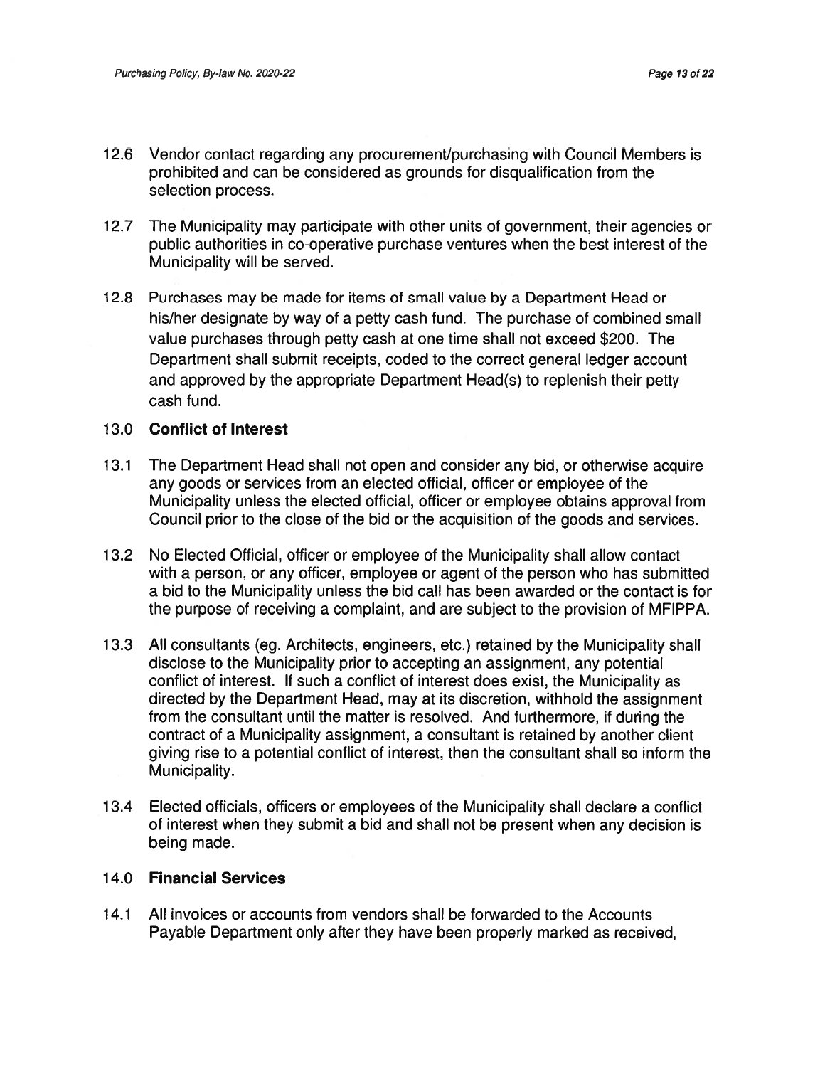12.6 Vendor contact regarding any procurement/purchasing with Council Members is prohibited and can be considered as grounds for disqualification from the selection process.

12.7 The Municipality may participate with other units of government, their agencies or public authorities in co-operative purchase ventures when the best interest of the Municipality will be served.

12.8 Purchases may be made for items of small value by a Department Head or his/her designate by way of a petty cash fund. The purchase of combined small value purchases through petty cash at one time shall not exceed $200. The Department shall submit receipts, coded to the correct general ledger account and approved by the appropriate Department Head(s) to replenish their petty cash fund.

## 13.0 **Conflict of Interest**

13.1 The Department Head shall not open and consider any bid, or otherwise acquire any goods or services from an elected official, officer or employee of the Municipality unless the elected official, officer or employee obtains approval from Council prior to the close of the bid or the acquisition of the goods and services.

13.2 No Elected Official, officer or employee of the Municipality shall allow contact with a person, or any officer, employee or agent of the person who has submitted a bid to the Municipality unless the bid call has been awarded or the contact is for the purpose of receiving a complaint, and are subject to the provision of MFIPPA.

13.3 All consultants (eg. Architects, engineers, etc.) retained by the Municipality shall disclose to the Municipality prior to accepting an assignment, any potential conflict of interest. If such a conflict of interest does exist, the Municipality as directed by the Department Head, may at its discretion, withhold the assignment from the consultant until the matter is resolved. And furthermore, if during the contract of a Municipality assignment, a consultant is retained by another client giving rise to a potential conflict of interest, then the consultant shall so inform the Municipality.

13.4 Elected officials, officers or employees of the Municipality shall declare a conflict of interest when they submit a bid and shall not be present when any decision is being made.

## 14.0 **Financial Services**

14.1 All invoices or accounts from vendors shall be forwarded to the Accounts Payable Department only after they have been properly marked as received,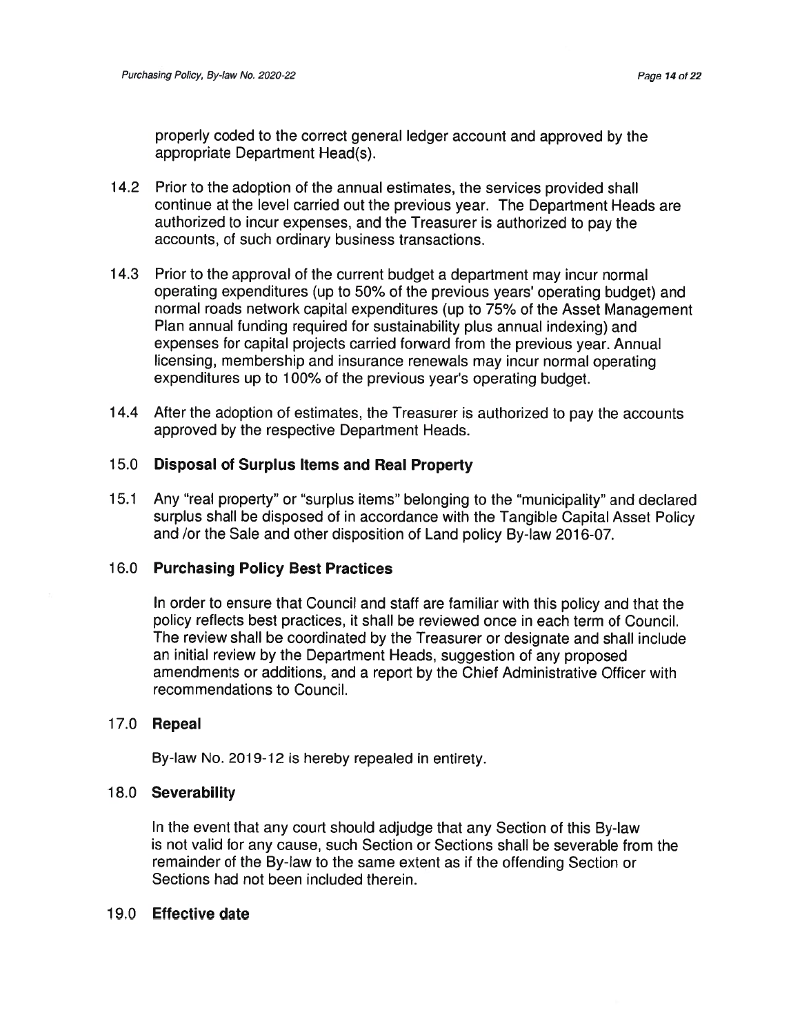properly coded to the correct general ledger account and approved by the appropriate Department Head(s).

14.2 Prior to the adoption of the annual estimates, the services provided shall continue at the level carried out the previous year. The Department Heads are authorized to incur expenses, and the Treasurer is authorized to pay the accounts, of such ordinary business transactions.

14.3 Prior to the approval of the current budget a department may incur normal operating expenditures (up to 50% of the previous years' operating budget) and normal roads network capital expenditures (up to 75% of the Asset Management Plan annual funding required for sustainability plus annual indexing) and expenses for capital projects carried forward from the previous year. Annual licensing, membership and insurance renewals may incur normal operating expenditures up to 100% of the previous year's operating budget.

14.4 After the adoption of estimates, the Treasurer is authorized to pay the accounts approved by the respective Department Heads.

## 15.0 Disposal of Surplus Items and Real Property

15.1 Any "real property" or "surplus items" belonging to the "municipality" and declared surplus shall be disposed of in accordance with the Tangible Capital Asset Policy and /or the Sale and other disposition of Land policy By-law 2016-07.

## 16.0 Purchasing Policy Best Practices

In order to ensure that Council and staff are familiar with this policy and that the policy reflects best practices, it shall be reviewed once in each term of Council. The review shall be coordinated by the Treasurer or designate and shall include an initial review by the Department Heads, suggestion of any proposed amendments or additions, and a report by the Chief Administrative Officer with recommendations to Council.

## 17.0 Repeal

By-law No. 2019-12 is hereby repealed in entirety.

## 18.0 Severability

In the event that any court should adjudge that any Section of this By-law is not valid for any cause, such Section or Sections shall be severable from the remainder of the By-law to the same extent as if the offending Section or Sections had not been included therein.

## 19.0 Effective date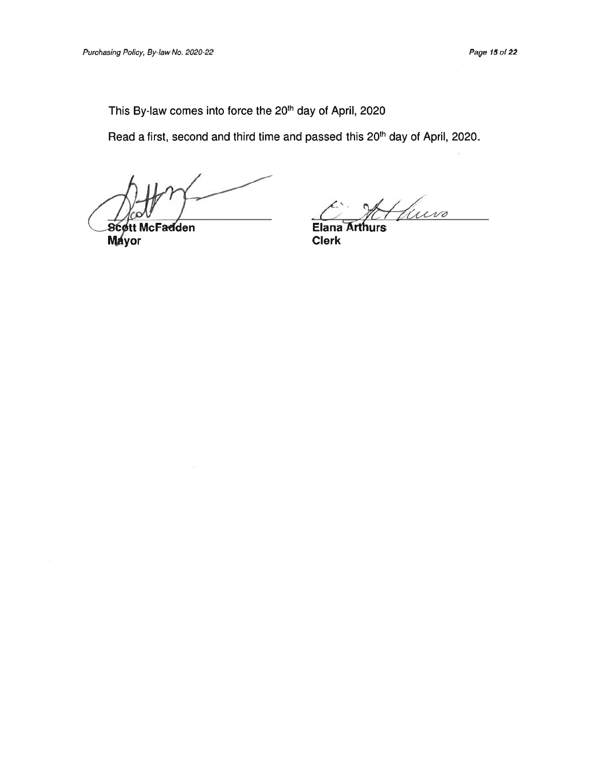This By-law comes into force the 20th day of April, 2020

Read a first, second and third time and passed this 20th day of April, 2020.

**Scott McFadden**
**Mayor**

**Elana Arthurs**
**Clerk**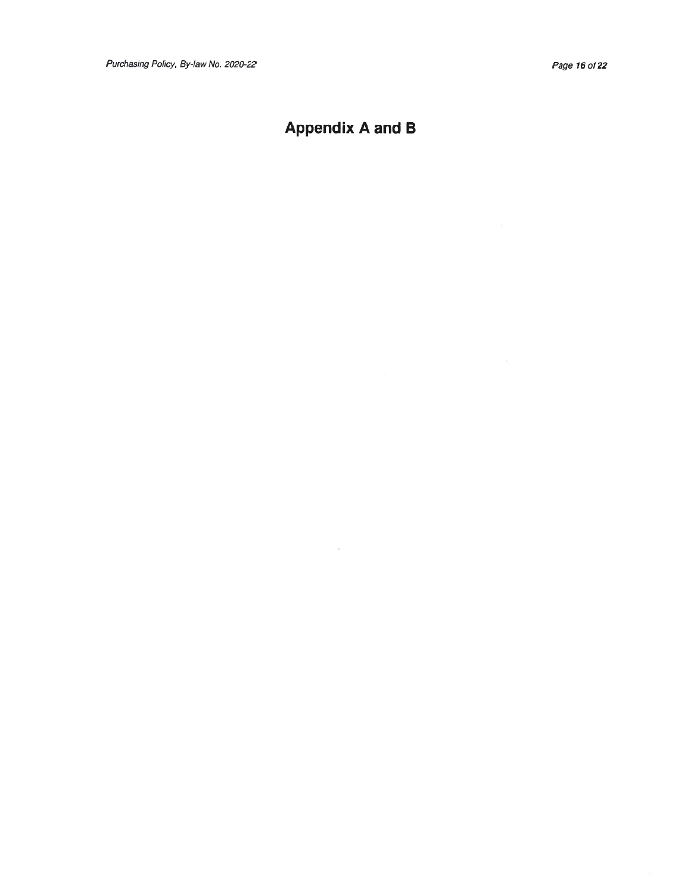# Appendix A and B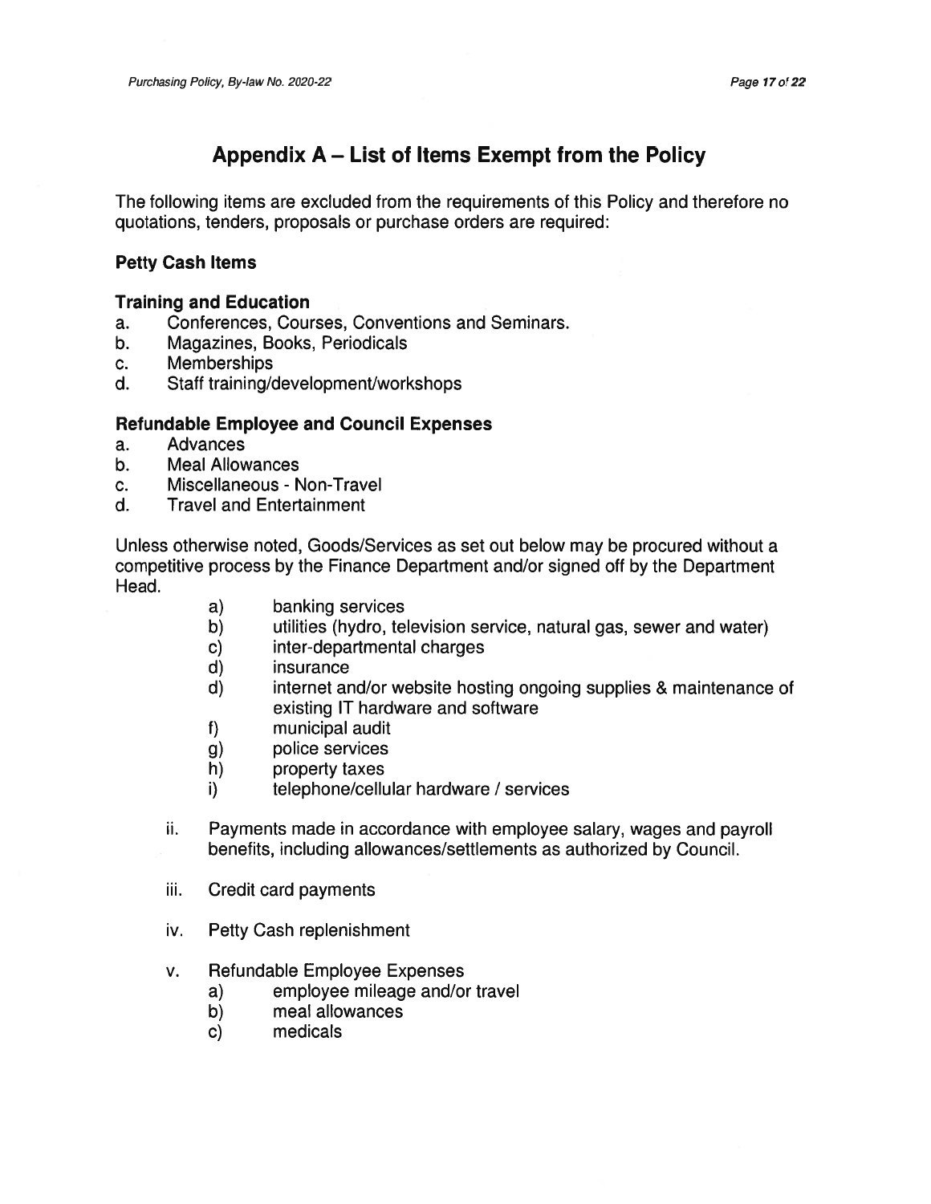## Appendix A – List of Items Exempt from the Policy

The following items are excluded from the requirements of this Policy and therefore no quotations, tenders, proposals or purchase orders are required:

### Petty Cash Items

### Training and Education

a. Conferences, Courses, Conventions and Seminars.
b. Magazines, Books, Periodicals
c. Memberships
d. Staff training/development/workshops

### Refundable Employee and Council Expenses

a. Advances
b. Meal Allowances
c. Miscellaneous - Non-Travel
d. Travel and Entertainment

Unless otherwise noted, Goods/Services as set out below may be procured without a competitive process by the Finance Department and/or signed off by the Department Head.

- a) banking services
- b) utilities (hydro, television service, natural gas, sewer and water)
- c) inter-departmental charges
- d) insurance
- d) internet and/or website hosting ongoing supplies & maintenance of existing IT hardware and software
- f) municipal audit
- g) police services
- h) property taxes
- i) telephone/cellular hardware / services

ii. Payments made in accordance with employee salary, wages and payroll benefits, including allowances/settlements as authorized by Council.

iii. Credit card payments

iv. Petty Cash replenishment

v. Refundable Employee Expenses
   - a) employee mileage and/or travel
   - b) meal allowances
   - c) medicals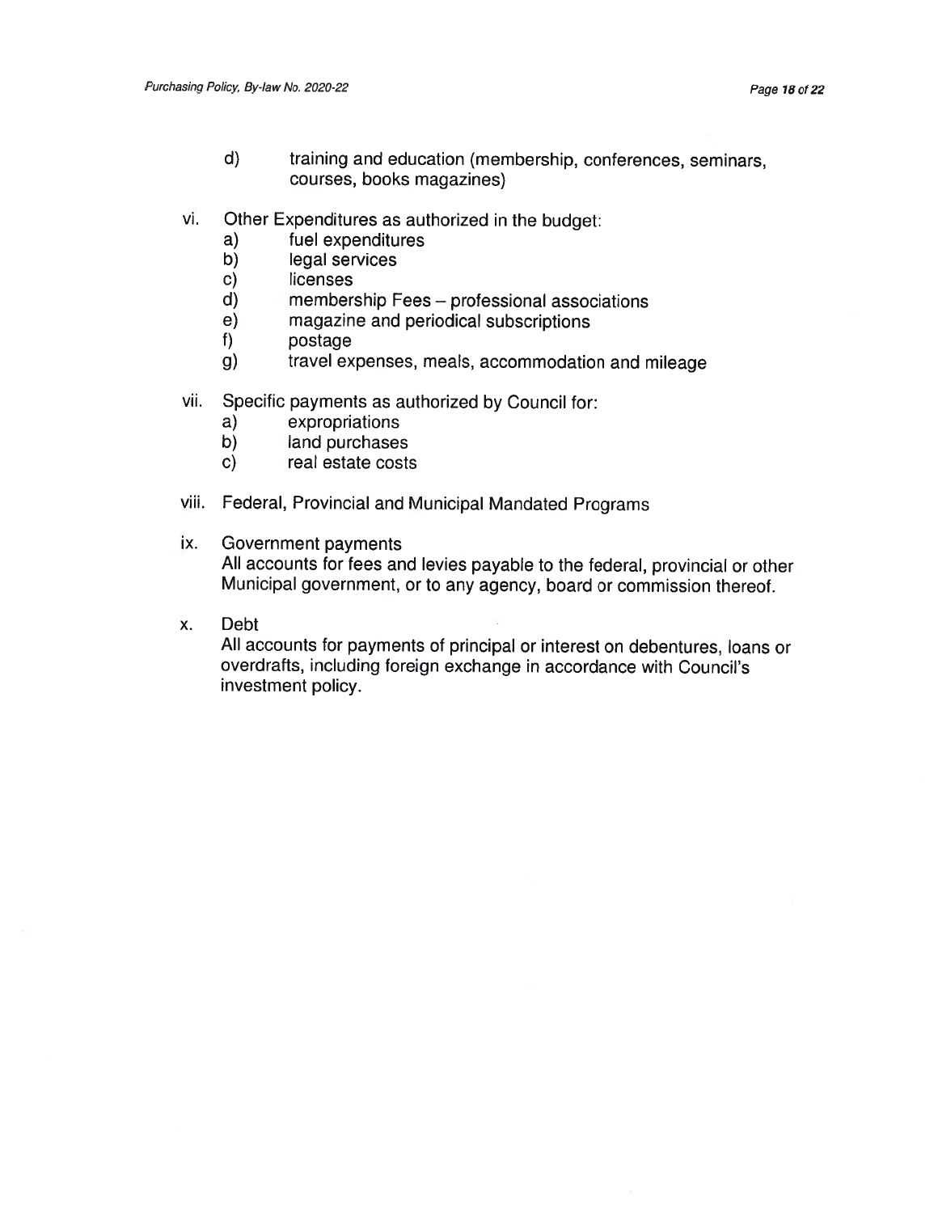d) training and education (membership, conferences, seminars, courses, books magazines)

vi. Other Expenditures as authorized in the budget:
   a) fuel expenditures
   b) legal services
   c) licenses
   d) membership Fees – professional associations
   e) magazine and periodical subscriptions
   f) postage
   g) travel expenses, meals, accommodation and mileage

vii. Specific payments as authorized by Council for:
   a) expropriations
   b) land purchases
   c) real estate costs

viii. Federal, Provincial and Municipal Mandated Programs

ix. Government payments
   All accounts for fees and levies payable to the federal, provincial or other Municipal government, or to any agency, board or commission thereof.

x. Debt
   All accounts for payments of principal or interest on debentures, loans or overdrafts, including foreign exchange in accordance with Council's investment policy.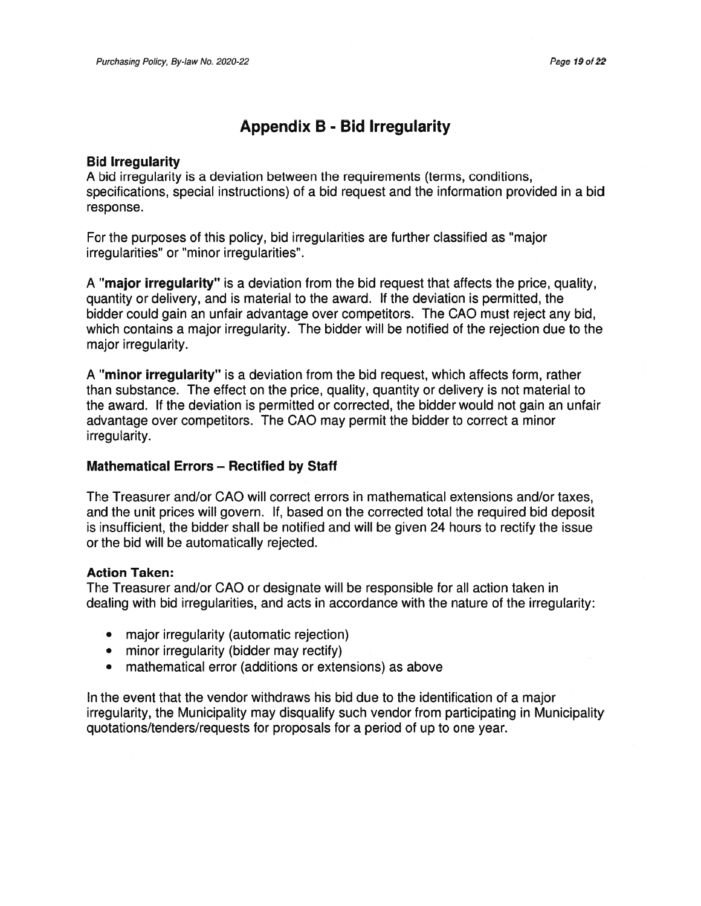# Appendix B - Bid Irregularity

### Bid Irregularity

A bid irregularity is a deviation between the requirements (terms, conditions, specifications, special instructions) of a bid request and the information provided in a bid response.

For the purposes of this policy, bid irregularities are further classified as "major irregularities" or "minor irregularities".

A **"major irregularity"** is a deviation from the bid request that affects the price, quality, quantity or delivery, and is material to the award. If the deviation is permitted, the bidder could gain an unfair advantage over competitors. The CAO must reject any bid, which contains a major irregularity. The bidder will be notified of the rejection due to the major irregularity.

A **"minor irregularity"** is a deviation from the bid request, which affects form, rather than substance. The effect on the price, quality, quantity or delivery is not material to the award. If the deviation is permitted or corrected, the bidder would not gain an unfair advantage over competitors. The CAO may permit the bidder to correct a minor irregularity.

### Mathematical Errors – Rectified by Staff

The Treasurer and/or CAO will correct errors in mathematical extensions and/or taxes, and the unit prices will govern. If, based on the corrected total the required bid deposit is insufficient, the bidder shall be notified and will be given 24 hours to rectify the issue or the bid will be automatically rejected.

### Action Taken:

The Treasurer and/or CAO or designate will be responsible for all action taken in dealing with bid irregularities, and acts in accordance with the nature of the irregularity:

- major irregularity (automatic rejection)
- minor irregularity (bidder may rectify)
- mathematical error (additions or extensions) as above

In the event that the vendor withdraws his bid due to the identification of a major irregularity, the Municipality may disqualify such vendor from participating in Municipality quotations/tenders/requests for proposals for a period of up to one year.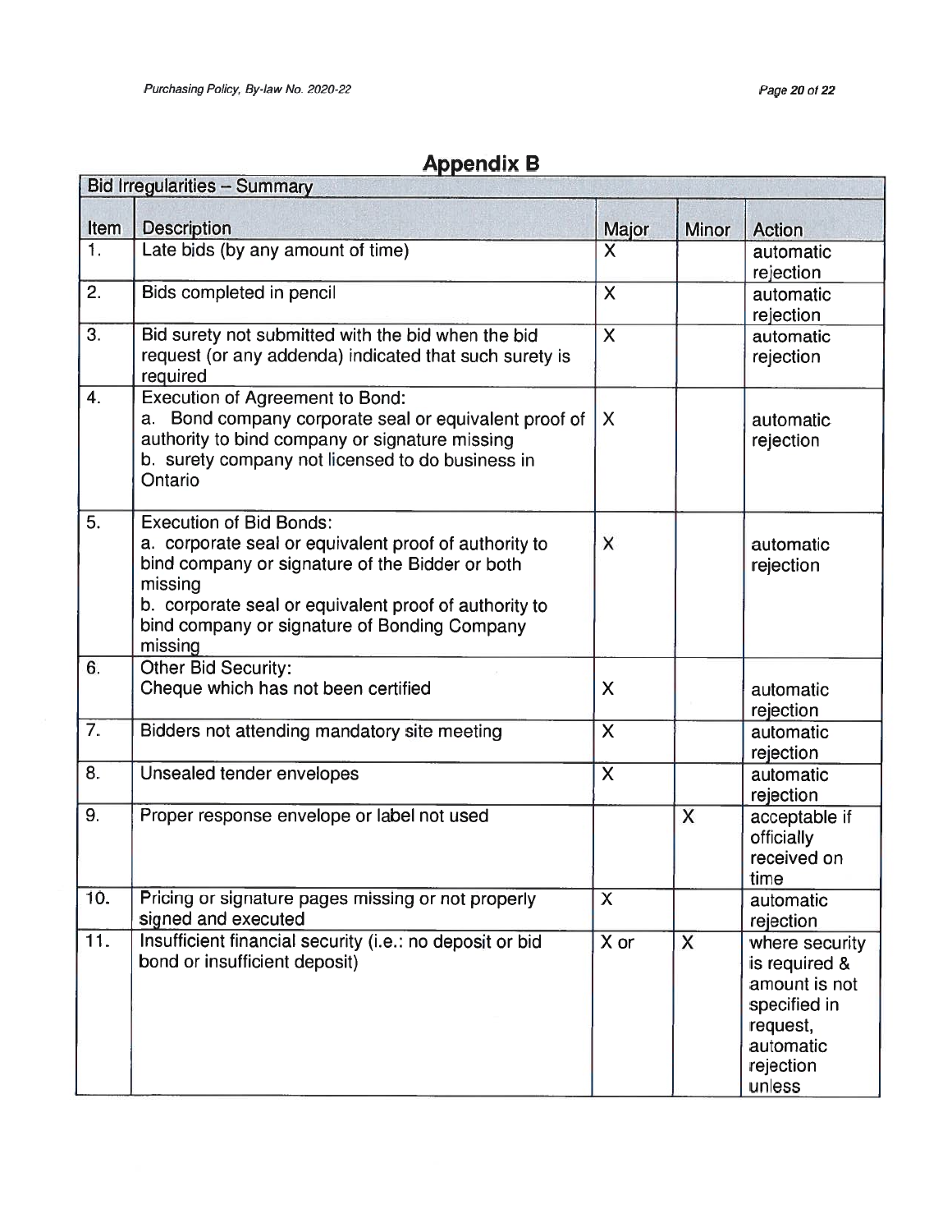## Appendix B

| Bid Irregularities – Summary | | | | |
|---|---|---|---|---|
| **Item** | **Description** | **Major** | **Minor** | **Action** |
| 1. | Late bids (by any amount of time) | X | | automatic rejection |
| 2. | Bids completed in pencil | X | | automatic rejection |
| 3. | Bid surety not submitted with the bid when the bid request (or any addenda) indicated that such surety is required | X | | automatic rejection |
| 4. | Execution of Agreement to Bond: a. Bond company corporate seal or equivalent proof of authority to bind company or signature missing b. surety company not licensed to do business in Ontario | X | | automatic rejection |
| 5. | Execution of Bid Bonds: a. corporate seal or equivalent proof of authority to bind company or signature of the Bidder or both missing b. corporate seal or equivalent proof of authority to bind company or signature of Bonding Company missing | X | | automatic rejection |
| 6. | Other Bid Security: Cheque which has not been certified | X | | automatic rejection |
| 7. | Bidders not attending mandatory site meeting | X | | automatic rejection |
| 8. | Unsealed tender envelopes | X | | automatic rejection |
| 9. | Proper response envelope or label not used | | X | acceptable if officially received on time |
| 10. | Pricing or signature pages missing or not properly signed and executed | X | | automatic rejection |
| 11. | Insufficient financial security (i.e.: no deposit or bid bond or insufficient deposit) | X or | X | where security is required & amount is not specified in request, automatic rejection unless |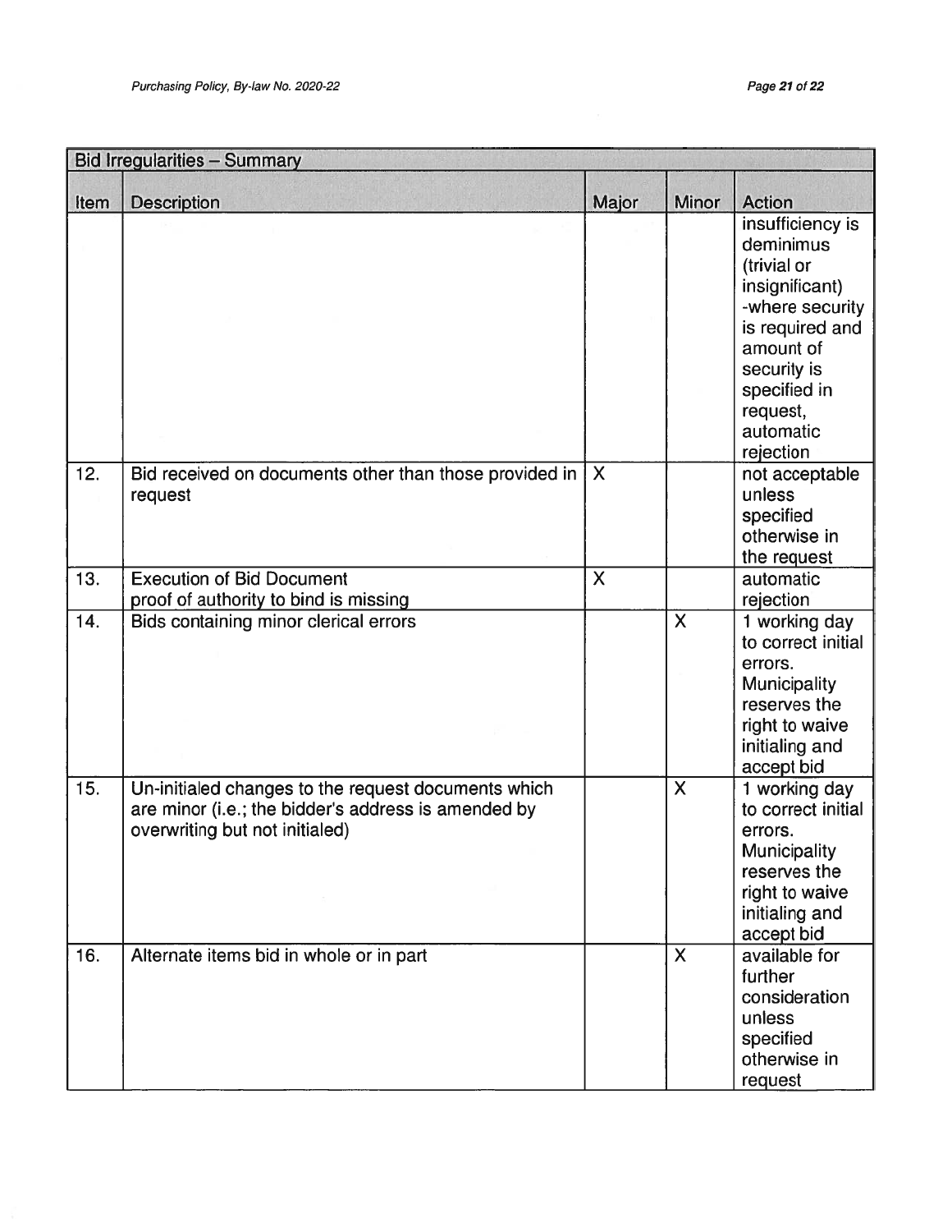| Bid Irregularities – Summary | | | | |
|---|---|---|---|---|
| Item | Description | Major | Minor | Action |
| | | | | insufficiency is deminimus (trivial or insignificant) -where security is required and amount of security is specified in request, automatic rejection |
| 12. | Bid received on documents other than those provided in request | X | | not acceptable unless specified otherwise in the request |
| 13. | Execution of Bid Document proof of authority to bind is missing | X | | automatic rejection |
| 14. | Bids containing minor clerical errors | | X | 1 working day to correct initial errors. Municipality reserves the right to waive initialing and accept bid |
| 15. | Un-initialed changes to the request documents which are minor (i.e.; the bidder's address is amended by overwriting but not initialed) | | X | 1 working day to correct initial errors. Municipality reserves the right to waive initialing and accept bid |
| 16. | Alternate items bid in whole or in part | | X | available for further consideration unless specified otherwise in request |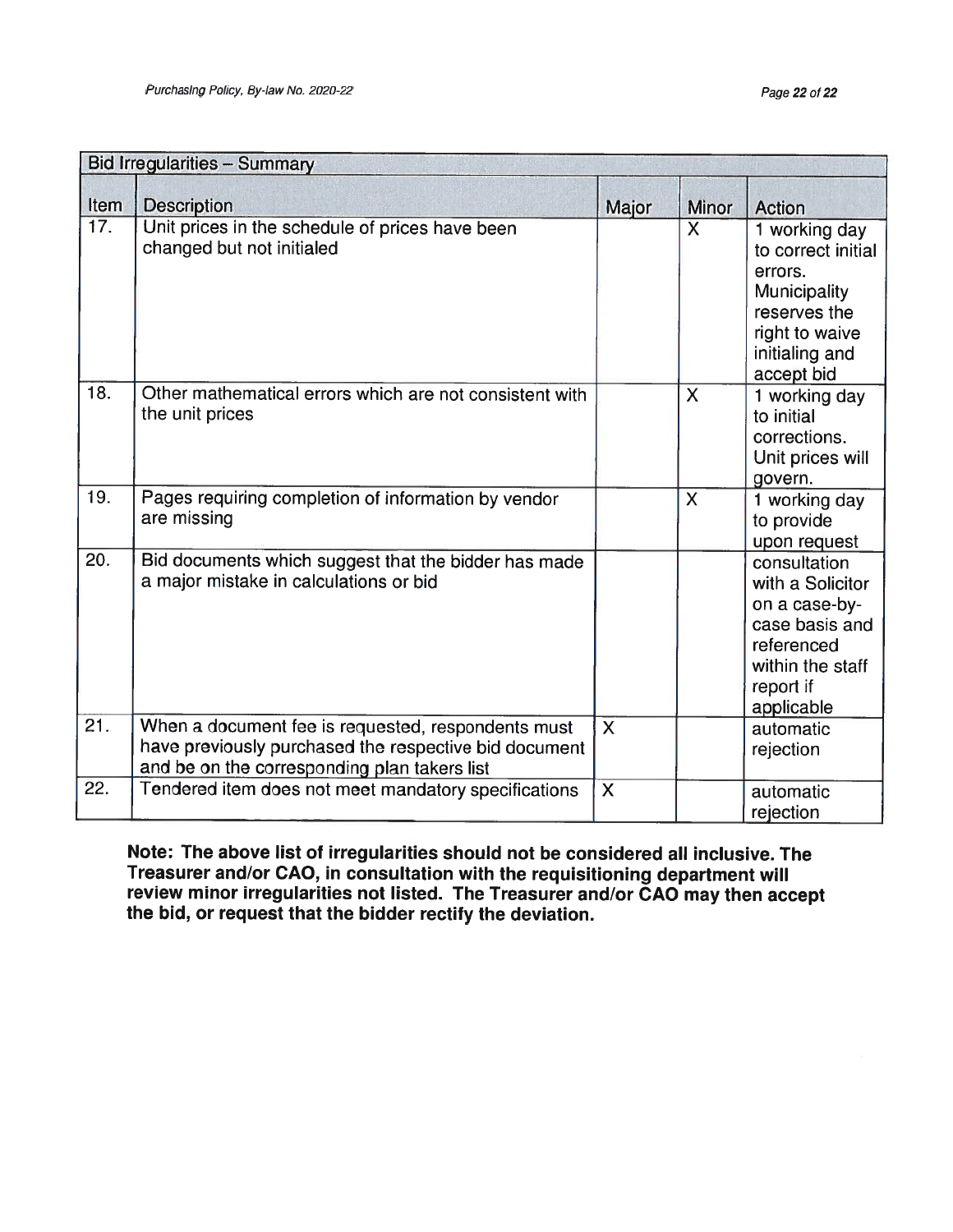| Bid Irregularities – Summary | | | | |
|---|---|---|---|---|
| Item | Description | Major | Minor | Action |
| 17. | Unit prices in the schedule of prices have been changed but not initialed | | X | 1 working day to correct initial errors. Municipality reserves the right to waive initialing and accept bid |
| 18. | Other mathematical errors which are not consistent with the unit prices | | X | 1 working day to initial corrections. Unit prices will govern. |
| 19. | Pages requiring completion of information by vendor are missing | | X | 1 working day to provide upon request |
| 20. | Bid documents which suggest that the bidder has made a major mistake in calculations or bid | | | consultation with a Solicitor on a case-by-case basis and referenced within the staff report if applicable |
| 21. | When a document fee is requested, respondents must have previously purchased the respective bid document and be on the corresponding plan takers list | X | | automatic rejection |
| 22. | Tendered item does not meet mandatory specifications | X | | automatic rejection |

**Note: The above list of irregularities should not be considered all inclusive. The Treasurer and/or CAO, in consultation with the requisitioning department will review minor irregularities not listed. The Treasurer and/or CAO may then accept the bid, or request that the bidder rectify the deviation.**